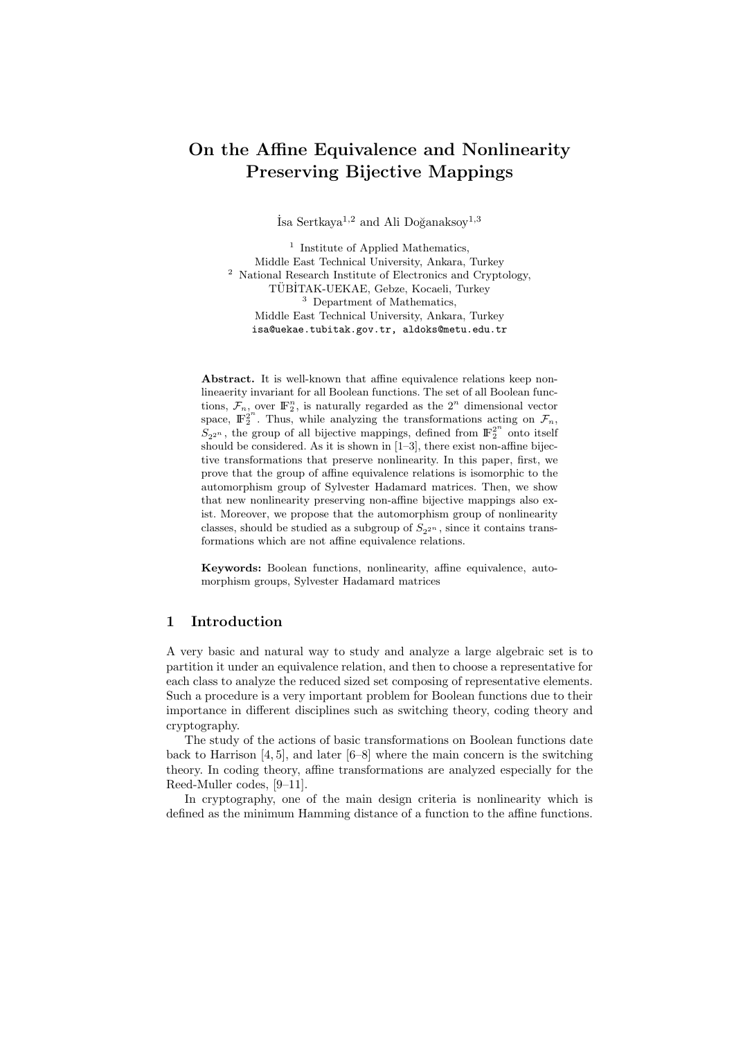# On the Affine Equivalence and Nonlinearity Preserving Bijective Mappings

İsa Sertkaya[1,2] and Ali Doğanaksoy[1,3]

[1] Institute of Applied Mathematics,
Middle East Technical University, Ankara, Turkey
[2] National Research Institute of Electronics and Cryptology,
TÜBİTAK-UEKAE, Gebze, Kocaeli, Turkey
[3] Department of Mathematics,
Middle East Technical University, Ankara, Turkey
isa@uekae.tubitak.gov.tr, aldoks@metu.edu.tr

**Abstract.** It is well-known that affine equivalence relations keep nonlineaerity invariant for all Boolean functions. The set of all Boolean functions, $\mathcal{F}_n$, over $\mathbb{F}_2^n$, is naturally regarded as the $2^n$ dimensional vector space, $\mathbb{F}_2^{2^n}$. Thus, while analyzing the transformations acting on $\mathcal{F}_n$, $S_{2^{2^n}}$, the group of all bijective mappings, defined from $\mathbb{F}_2^{2^n}$ onto itself should be considered. As it is shown in [1–3], there exist non-affine bijective transformations that preserve nonlinearity. In this paper, first, we prove that the group of affine equivalence relations is isomorphic to the automorphism group of Sylvester Hadamard matrices. Then, we show that new nonlinearity preserving non-affine bijective mappings also exist. Moreover, we propose that the automorphism group of nonlinearity classes, should be studied as a subgroup of $S_{2^{2^n}}$, since it contains transformations which are not affine equivalence relations.

**Keywords:** Boolean functions, nonlinearity, affine equivalence, automorphism groups, Sylvester Hadamard matrices

## 1 Introduction

A very basic and natural way to study and analyze a large algebraic set is to partition it under an equivalence relation, and then to choose a representative for each class to analyze the reduced sized set composing of representative elements. Such a procedure is a very important problem for Boolean functions due to their importance in different disciplines such as switching theory, coding theory and cryptography.

The study of the actions of basic transformations on Boolean functions date back to Harrison [4, 5], and later [6–8] where the main concern is the switching theory. In coding theory, affine transformations are analyzed especially for the Reed-Muller codes, [9–11].

In cryptography, one of the main design criteria is nonlinearity which is defined as the minimum Hamming distance of a function to the affine functions.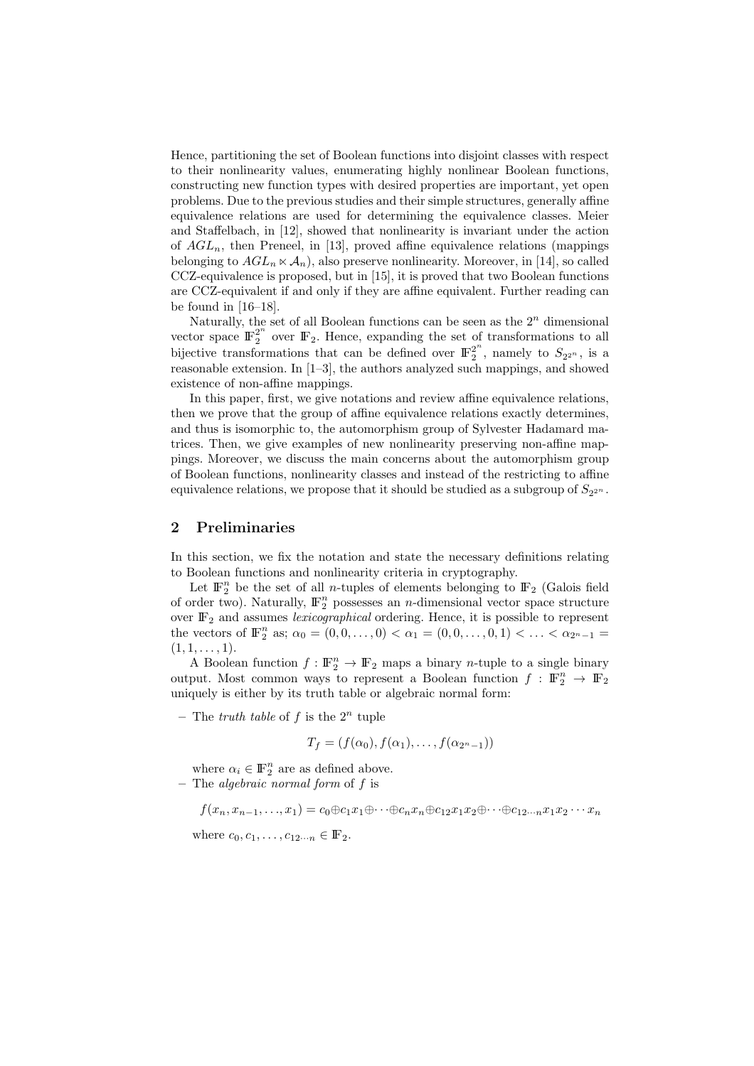Hence, partitioning the set of Boolean functions into disjoint classes with respect to their nonlinearity values, enumerating highly nonlinear Boolean functions, constructing new function types with desired properties are important, yet open problems. Due to the previous studies and their simple structures, generally affine equivalence relations are used for determining the equivalence classes. Meier and Staffelbach, in [12], showed that nonlinearity is invariant under the action of $AGL_n$, then Preneel, in [13], proved affine equivalence relations (mappings belonging to $AGL_n \ltimes \mathcal{A}_n$), also preserve nonlinearity. Moreover, in [14], so called CCZ-equivalence is proposed, but in [15], it is proved that two Boolean functions are CCZ-equivalent if and only if they are affine equivalent. Further reading can be found in [16–18].

Naturally, the set of all Boolean functions can be seen as the $2^n$ dimensional vector space $\mathbb{F}_2^{2^n}$ over $\mathbb{F}_2$. Hence, expanding the set of transformations to all bijective transformations that can be defined over $\mathbb{F}_2^{2^n}$, namely to $S_{2^{2^n}}$, is a reasonable extension. In [1–3], the authors analyzed such mappings, and showed existence of non-affine mappings.

In this paper, first, we give notations and review affine equivalence relations, then we prove that the group of affine equivalence relations exactly determines, and thus is isomorphic to, the automorphism group of Sylvester Hadamard matrices. Then, we give examples of new nonlinearity preserving non-affine mappings. Moreover, we discuss the main concerns about the automorphism group of Boolean functions, nonlinearity classes and instead of the restricting to affine equivalence relations, we propose that it should be studied as a subgroup of $S_{2^{2^n}}$.

## 2 Preliminaries

In this section, we fix the notation and state the necessary definitions relating to Boolean functions and nonlinearity criteria in cryptography.

Let $\mathbb{F}_2^n$ be the set of all $n$-tuples of elements belonging to $\mathbb{F}_2$ (Galois field of order two). Naturally, $\mathbb{F}_2^n$ possesses an $n$-dimensional vector space structure over $\mathbb{F}_2$ and assumes *lexicographical* ordering. Hence, it is possible to represent the vectors of $\mathbb{F}_2^n$ as; $\alpha_0 = (0, 0, \ldots, 0) < \alpha_1 = (0, 0, \ldots, 0, 1) < \ldots < \alpha_{2^n-1} = (1, 1, \ldots, 1)$.

A Boolean function $f : \mathbb{F}_2^n \to \mathbb{F}_2$ maps a binary $n$-tuple to a single binary output. Most common ways to represent a Boolean function $f : \mathbb{F}_2^n \to \mathbb{F}_2$ uniquely is either by its truth table or algebraic normal form:

- The *truth table* of $f$ is the $2^n$ tuple

$$T_f = (f(\alpha_0), f(\alpha_1), \ldots, f(\alpha_{2^n-1}))$$

  where $\alpha_i \in \mathbb{F}_2^n$ are as defined above.
- The *algebraic normal form* of $f$ is

$$f(x_n, x_{n-1}, \ldots, x_1) = c_0 \oplus c_1 x_1 \oplus \cdots \oplus c_n x_n \oplus c_{12} x_1 x_2 \oplus \cdots \oplus c_{12\cdots n} x_1 x_2 \cdots x_n$$

  where $c_0, c_1, \ldots, c_{12\cdots n} \in \mathbb{F}_2$.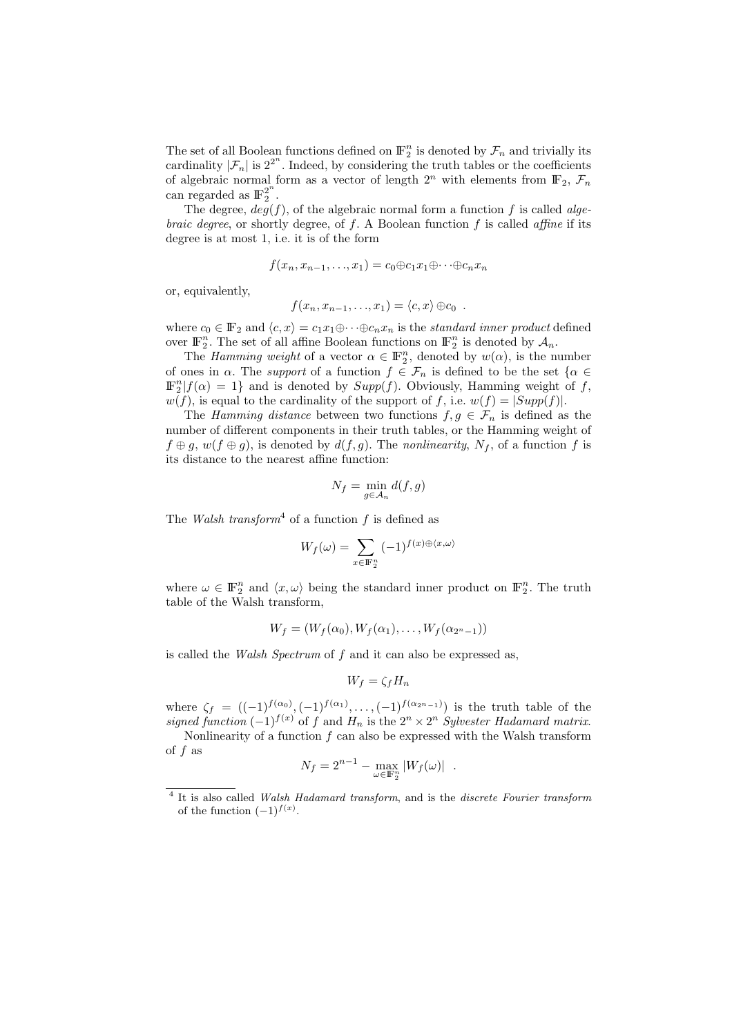The set of all Boolean functions defined on $\mathbb{F}_2^n$ is denoted by $\mathcal{F}_n$ and trivially its cardinality $|\mathcal{F}_n|$ is $2^{2^n}$. Indeed, by considering the truth tables or the coefficients of algebraic normal form as a vector of length $2^n$ with elements from $\mathbb{F}_2$, $\mathcal{F}_n$ can regarded as $\mathbb{F}_2^{2^n}$.

The degree, $deg(f)$, of the algebraic normal form a function $f$ is called *algebraic degree*, or shortly degree, of $f$. A Boolean function $f$ is called *affine* if its degree is at most 1, i.e. it is of the form

$$f(x_n, x_{n-1}, \ldots, x_1) = c_0 \oplus c_1 x_1 \oplus \cdots \oplus c_n x_n$$

or, equivalently,

$$f(x_n, x_{n-1}, \ldots, x_1) = \langle c, x \rangle \oplus c_0 \ .$$

where $c_0 \in \mathbb{F}_2$ and $\langle c, x \rangle = c_1 x_1 \oplus \cdots \oplus c_n x_n$ is the *standard inner product* defined over $\mathbb{F}_2^n$. The set of all affine Boolean functions on $\mathbb{F}_2^n$ is denoted by $\mathcal{A}_n$.

The *Hamming weight* of a vector $\alpha \in \mathbb{F}_2^n$, denoted by $w(\alpha)$, is the number of ones in $\alpha$. The *support* of a function $f \in \mathcal{F}_n$ is defined to be the set $\{\alpha \in \mathbb{F}_2^n | f(\alpha) = 1\}$ and is denoted by $Supp(f)$. Obviously, Hamming weight of $f$, $w(f)$, is equal to the cardinality of the support of $f$, i.e. $w(f) = |Supp(f)|$.

The *Hamming distance* between two functions $f, g \in \mathcal{F}_n$ is defined as the number of different components in their truth tables, or the Hamming weight of $f \oplus g$, $w(f \oplus g)$, is denoted by $d(f, g)$. The *nonlinearity*, $N_f$, of a function $f$ is its distance to the nearest affine function:

$$N_f = \min_{g \in \mathcal{A}_n} d(f, g)$$

The *Walsh transform*[4] of a function $f$ is defined as

$$W_f(\omega) = \sum_{x \in \mathbb{F}_2^n} (-1)^{f(x) \oplus \langle x, \omega \rangle}$$

where $\omega \in \mathbb{F}_2^n$ and $\langle x, \omega \rangle$ being the standard inner product on $\mathbb{F}_2^n$. The truth table of the Walsh transform,

$$W_f = (W_f(\alpha_0), W_f(\alpha_1), \ldots, W_f(\alpha_{2^n-1}))$$

is called the *Walsh Spectrum* of $f$ and it can also be expressed as,

$$W_f = \zeta_f H_n$$

where $\zeta_f = ((-1)^{f(\alpha_0)}, (-1)^{f(\alpha_1)}, \ldots, (-1)^{f(\alpha_{2^n-1})})$ is the truth table of the *signed function* $(-1)^{f(x)}$ of $f$ and $H_n$ is the $2^n \times 2^n$ *Sylvester Hadamard matrix*.

Nonlinearity of a function $f$ can also be expressed with the Walsh transform of $f$ as

$$N_f = 2^{n-1} - \max_{\omega \in \mathbb{F}_2^n} |W_f(\omega)| \ .$$

[4] It is also called *Walsh Hadamard transform*, and is the *discrete Fourier transform* of the function $(-1)^{f(x)}$.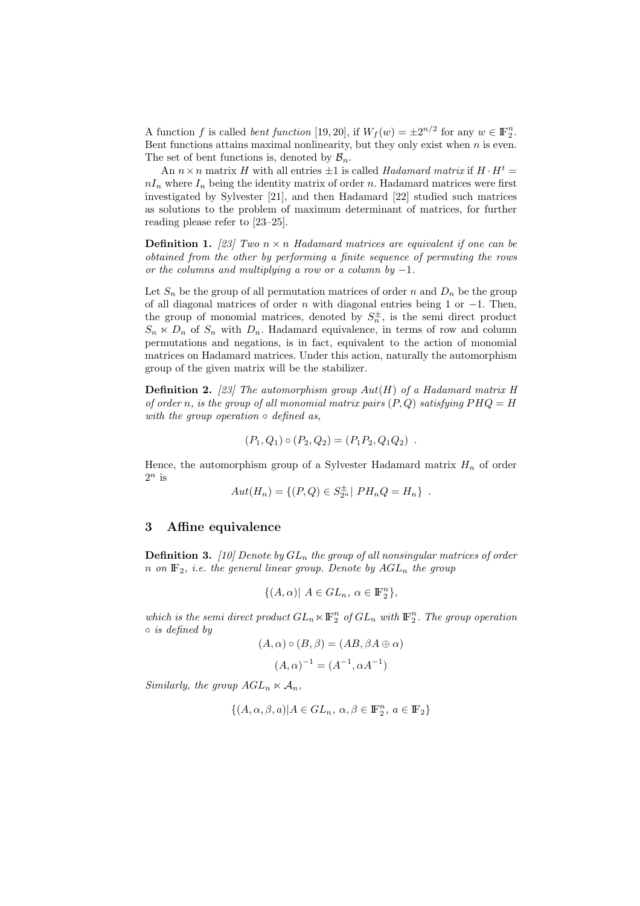A function $f$ is called *bent function* [19, 20], if $W_f(w) = \pm 2^{n/2}$ for any $w \in \mathbb{F}_2^n$. Bent functions attains maximal nonlinearity, but they only exist when $n$ is even. The set of bent functions is, denoted by $\mathcal{B}_n$.

An $n \times n$ matrix $H$ with all entries $\pm 1$ is called *Hadamard matrix* if $H \cdot H^t = nI_n$ where $I_n$ being the identity matrix of order $n$. Hadamard matrices were first investigated by Sylvester [21], and then Hadamard [22] studied such matrices as solutions to the problem of maximum determinant of matrices, for further reading please refer to [23–25].

**Definition 1.** *[23] Two $n \times n$ Hadamard matrices are equivalent if one can be obtained from the other by performing a finite sequence of permuting the rows or the columns and multiplying a row or a column by $-1$.*

Let $S_n$ be the group of all permutation matrices of order $n$ and $D_n$ be the group of all diagonal matrices of order $n$ with diagonal entries being 1 or $-1$. Then, the group of monomial matrices, denoted by $S_n^{\pm}$, is the semi direct product $S_n \ltimes D_n$ of $S_n$ with $D_n$. Hadamard equivalence, in terms of row and column permutations and negations, is in fact, equivalent to the action of monomial matrices on Hadamard matrices. Under this action, naturally the automorphism group of the given matrix will be the stabilizer.

**Definition 2.** *[23] The automorphism group $Aut(H)$ of a Hadamard matrix $H$ of order $n$, is the group of all monomial matrix pairs $(P, Q)$ satisfying $PHQ = H$ with the group operation $\circ$ defined as,*

$$(P_1, Q_1) \circ (P_2, Q_2) = (P_1P_2, Q_1Q_2) \ .$$

Hence, the automorphism group of a Sylvester Hadamard matrix $H_n$ of order $2^n$ is

$$Aut(H_n) = \{(P, Q) \in S_{2^n}^{\pm} |\ PH_nQ = H_n\} \ .$$

## 3 Affine equivalence

**Definition 3.** *[10] Denote by $GL_n$ the group of all nonsingular matrices of order $n$ on $\mathbb{F}_2$, i.e. the general linear group. Denote by $AGL_n$ the group*

$$\{(A, \alpha)|\ A \in GL_n,\ \alpha \in \mathbb{F}_2^n\},$$

*which is the semi direct product $GL_n \ltimes \mathbb{F}_2^n$ of $GL_n$ with $\mathbb{F}_2^n$. The group operation $\circ$ is defined by*

$$(A, \alpha) \circ (B, \beta) = (AB, \beta A \oplus \alpha)$$

$$(A, \alpha)^{-1} = (A^{-1}, \alpha A^{-1})$$

*Similarly, the group $AGL_n \ltimes \mathcal{A}_n$,*

$$\{(A, \alpha, \beta, a)|A \in GL_n,\ \alpha, \beta \in \mathbb{F}_2^n,\ a \in \mathbb{F}_2\}$$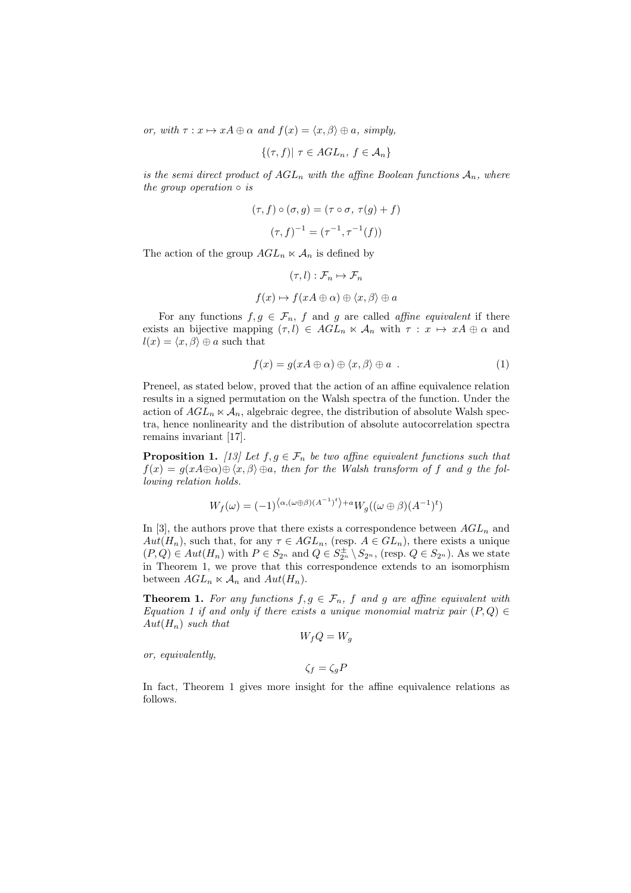*or, with $\tau : x \mapsto xA \oplus \alpha$ and $f(x) = \langle x, \beta \rangle \oplus a$, simply,*

$$\{(\tau, f)|\ \tau \in AGL_n,\ f \in \mathcal{A}_n\}$$

*is the semi direct product of $AGL_n$ with the affine Boolean functions $\mathcal{A}_n$, where the group operation $\circ$ is*

$$(\tau, f) \circ (\sigma, g) = (\tau \circ \sigma,\ \tau(g) + f)$$

$$(\tau, f)^{-1} = (\tau^{-1}, \tau^{-1}(f))$$

The action of the group $AGL_n \ltimes \mathcal{A}_n$ is defined by

$$(\tau, l) : \mathcal{F}_n \mapsto \mathcal{F}_n$$

$$f(x) \mapsto f(xA \oplus \alpha) \oplus \langle x, \beta \rangle \oplus a$$

For any functions $f, g \in \mathcal{F}_n$, $f$ and $g$ are called *affine equivalent* if there exists an bijective mapping $(\tau, l) \in AGL_n \ltimes \mathcal{A}_n$ with $\tau : x \mapsto xA \oplus \alpha$ and $l(x) = \langle x, \beta \rangle \oplus a$ such that

$$f(x) = g(xA \oplus \alpha) \oplus \langle x, \beta \rangle \oplus a\ . \tag{1}$$

Preneel, as stated below, proved that the action of an affine equivalence relation results in a signed permutation on the Walsh spectra of the function. Under the action of $AGL_n \ltimes \mathcal{A}_n$, algebraic degree, the distribution of absolute Walsh spectra, hence nonlinearity and the distribution of absolute autocorrelation spectra remains invariant [17].

**Proposition 1.** *[13] Let $f, g \in \mathcal{F}_n$ be two affine equivalent functions such that $f(x) = g(xA \oplus \alpha) \oplus \langle x, \beta \rangle \oplus a$, then for the Walsh transform of $f$ and $g$ the following relation holds.*

$$W_f(\omega) = (-1)^{\left\langle \alpha, (\omega \oplus \beta)(A^{-1})^t \right\rangle + a} W_g((\omega \oplus \beta)(A^{-1})^t)$$

In [3], the authors prove that there exists a correspondence between $AGL_n$ and $Aut(H_n)$, such that, for any $\tau \in AGL_n$, (resp. $A \in GL_n$), there exists a unique $(P, Q) \in Aut(H_n)$ with $P \in S_{2^n}$ and $Q \in S^{\pm}_{2^n} \setminus S_{2^n}$, (resp. $Q \in S_{2^n}$). As we state in Theorem 1, we prove that this correspondence extends to an isomorphism between $AGL_n \ltimes \mathcal{A}_n$ and $Aut(H_n)$.

**Theorem 1.** *For any functions $f, g \in \mathcal{F}_n$, $f$ and $g$ are affine equivalent with Equation 1 if and only if there exists a unique monomial matrix pair $(P, Q) \in Aut(H_n)$ such that*

$$W_f Q = W_g$$

*or, equivalently,*

$$\zeta_f = \zeta_g P$$

In fact, Theorem 1 gives more insight for the affine equivalence relations as follows.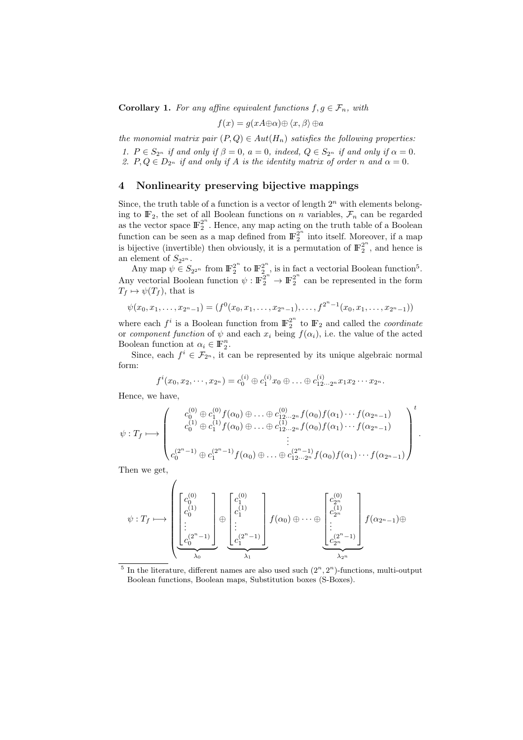**Corollary 1.** *For any affine equivalent functions $f, g \in \mathcal{F}_n$, with*

$$f(x) = g(xA \oplus \alpha) \oplus \langle x, \beta \rangle \oplus a$$

*the monomial matrix pair $(P, Q) \in Aut(H_n)$ satisfies the following properties:*

1. *$P \in S_{2^n}$ if and only if $\beta = 0$, $a = 0$, indeed, $Q \in S_{2^n}$ if and only if $\alpha = 0$.*
2. *$P, Q \in D_{2^n}$ if and only if $A$ is the identity matrix of order $n$ and $\alpha = 0$.*

## 4 Nonlinearity preserving bijective mappings

Since, the truth table of a function is a vector of length $2^n$ with elements belonging to $\mathbb{F}_2$, the set of all Boolean functions on $n$ variables, $\mathcal{F}_n$ can be regarded as the vector space $\mathbb{F}_2^{2^n}$. Hence, any map acting on the truth table of a Boolean function can be seen as a map defined from $\mathbb{F}_2^{2^n}$ into itself. Moreover, if a map is bijective (invertible) then obviously, it is a permutation of $\mathbb{F}_2^{2^n}$, and hence is an element of $S_{2^{2^n}}$.

Any map $\psi \in S_{2^{2^n}}$ from $\mathbb{F}_2^{2^n}$ to $\mathbb{F}_2^{2^n}$, is in fact a vectorial Boolean function[5]. Any vectorial Boolean function $\psi : \mathbb{F}_2^{2^n} \to \mathbb{F}_2^{2^n}$ can be represented in the form $T_f \mapsto \psi(T_f)$, that is

$$\psi(x_0, x_1, \ldots, x_{2^n-1}) = (f^0(x_0, x_1, \ldots, x_{2^n-1}), \ldots, f^{2^n-1}(x_0, x_1, \ldots, x_{2^n-1}))$$

where each $f^i$ is a Boolean function from $\mathbb{F}_2^{2^n}$ to $\mathbb{F}_2$ and called the *coordinate* or *component function* of $\psi$ and each $x_i$ being $f(\alpha_i)$, i.e. the value of the acted Boolean function at $\alpha_i \in \mathbb{F}_2^n$.

Since, each $f^i \in \mathcal{F}_{2^n}$, it can be represented by its unique algebraic normal form:

$$f^i(x_0, x_2, \cdots, x_{2^n}) = c_0^{(i)} \oplus c_1^{(i)} x_0 \oplus \ldots \oplus c_{12\cdots 2^n}^{(i)} x_1 x_2 \cdots x_{2^n}.$$

Hence, we have,

$$\psi : T_f \longmapsto \begin{pmatrix} c_0^{(0)} \oplus c_1^{(0)} f(\alpha_0) \oplus \ldots \oplus c_{12\cdots 2^n}^{(0)} f(\alpha_0) f(\alpha_1) \cdots f(\alpha_{2^n-1}) \\ c_0^{(1)} \oplus c_1^{(1)} f(\alpha_0) \oplus \ldots \oplus c_{12\cdots 2^n}^{(1)} f(\alpha_0) f(\alpha_1) \cdots f(\alpha_{2^n-1}) \\ \vdots \\ c_0^{(2^n-1)} \oplus c_1^{(2^n-1)} f(\alpha_0) \oplus \ldots \oplus c_{12\cdots 2^n}^{(2^n-1)} f(\alpha_0) f(\alpha_1) \cdots f(\alpha_{2^n-1}) \end{pmatrix}^t.$$

Then we get,

$$\psi : T_f \longmapsto \left( \underbrace{\begin{bmatrix} c_0^{(0)} \\ c_0^{(1)} \\ \vdots \\ c_0^{(2^n-1)} \end{bmatrix}}_{\lambda_0} \oplus \underbrace{\begin{bmatrix} c_1^{(0)} \\ c_1^{(1)} \\ \vdots \\ c_1^{(2^n-1)} \end{bmatrix}}_{\lambda_1} f(\alpha_0) \oplus \cdots \oplus \underbrace{\begin{bmatrix} c_{2^n}^{(0)} \\ c_{2^n}^{(1)} \\ \vdots \\ c_{2^n}^{(2^n-1)} \end{bmatrix}}_{\lambda_{2^n}} f(\alpha_{2^n-1}) \oplus \right.$$

[5] In the literature, different names are also used such $(2^n, 2^n)$-functions, multi-output Boolean functions, Boolean maps, Substitution boxes (S-Boxes).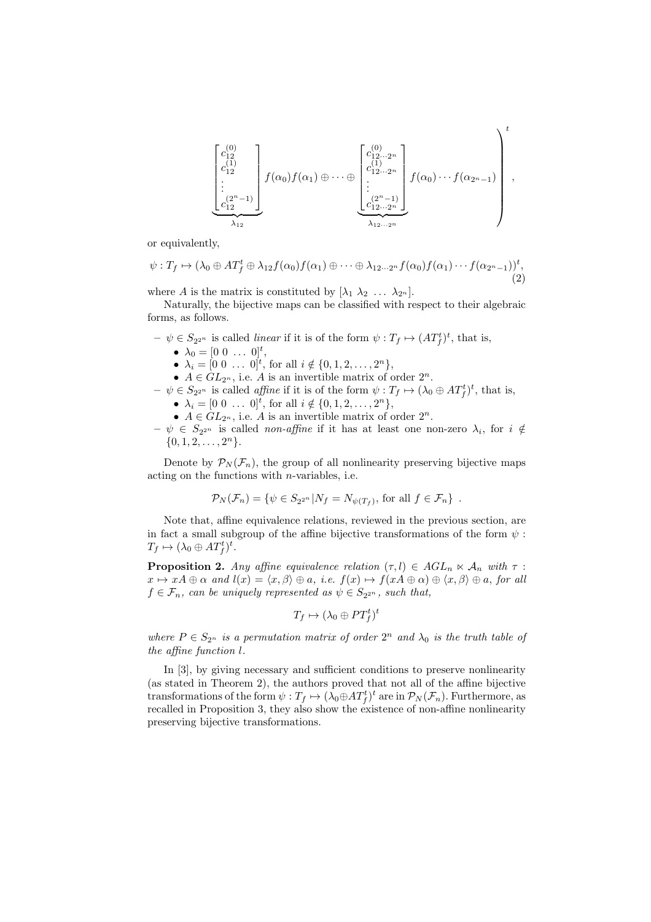$$\left. \underbrace{\begin{bmatrix} c_{12}^{(0)} \\ c_{12}^{(1)} \\ \vdots \\ c_{12}^{(2^n-1)} \end{bmatrix}}_{\lambda_{12}} f(\alpha_0)f(\alpha_1) \oplus \cdots \oplus \underbrace{\begin{bmatrix} c_{12\cdots 2^n}^{(0)} \\ c_{12\cdots 2^n}^{(1)} \\ \vdots \\ c_{12\cdots 2^n}^{(2^n-1)} \end{bmatrix}}_{\lambda_{12\cdots 2^n}} f(\alpha_0)\cdots f(\alpha_{2^n-1}) \right)^t,$$

or equivalently,

$$\psi : T_f \mapsto (\lambda_0 \oplus AT_f^t \oplus \lambda_{12} f(\alpha_0)f(\alpha_1) \oplus \cdots \oplus \lambda_{12\cdots 2^n} f(\alpha_0)f(\alpha_1)\cdots f(\alpha_{2^n-1}))^t, \tag{2}$$

where $A$ is the matrix is constituted by $[\lambda_1\ \lambda_2\ \ldots\ \lambda_{2^n}]$.

Naturally, the bijective maps can be classified with respect to their algebraic forms, as follows.

- $\psi \in S_{2^{2^n}}$ is called *linear* if it is of the form $\psi : T_f \mapsto (AT_f^t)^t$, that is,
  - $\lambda_0 = [0\ 0\ \ldots\ 0]^t$,
  - $\lambda_i = [0\ 0\ \ldots\ 0]^t$, for all $i \notin \{0, 1, 2, \ldots, 2^n\}$,
  - $A \in GL_{2^n}$, i.e. $A$ is an invertible matrix of order $2^n$.
- $\psi \in S_{2^{2^n}}$ is called *affine* if it is of the form $\psi : T_f \mapsto (\lambda_0 \oplus AT_f^t)^t$, that is,
  - $\lambda_i = [0\ 0\ \ldots\ 0]^t$, for all $i \notin \{0, 1, 2, \ldots, 2^n\}$,
  - $A \in GL_{2^n}$, i.e. $A$ is an invertible matrix of order $2^n$.
- $\psi \in S_{2^{2^n}}$ is called *non-affine* if it has at least one non-zero $\lambda_i$, for $i \notin \{0, 1, 2, \ldots, 2^n\}$.

Denote by $\mathcal{P}_N(\mathcal{F}_n)$, the group of all nonlinearity preserving bijective maps acting on the functions with $n$-variables, i.e.

$$\mathcal{P}_N(\mathcal{F}_n) = \{\psi \in S_{2^{2^n}} | N_f = N_{\psi(T_f)}, \text{ for all } f \in \mathcal{F}_n\}\ .$$

Note that, affine equivalence relations, reviewed in the previous section, are in fact a small subgroup of the affine bijective transformations of the form $\psi : T_f \mapsto (\lambda_0 \oplus AT_f^t)^t$.

**Proposition 2.** *Any affine equivalence relation $(\tau, l) \in AGL_n \ltimes \mathcal{A}_n$ with $\tau : x \mapsto xA \oplus \alpha$ and $l(x) = \langle x, \beta\rangle \oplus a$, i.e. $f(x) \mapsto f(xA \oplus \alpha) \oplus \langle x, \beta\rangle \oplus a$, for all $f \in \mathcal{F}_n$, can be uniquely represented as $\psi \in S_{2^{2^n}}$, such that,*

$$T_f \mapsto (\lambda_0 \oplus PT_f^t)^t$$

*where $P \in S_{2^n}$ is a permutation matrix of order $2^n$ and $\lambda_0$ is the truth table of the affine function $l$.*

In [3], by giving necessary and sufficient conditions to preserve nonlinearity (as stated in Theorem 2), the authors proved that not all of the affine bijective transformations of the form $\psi : T_f \mapsto (\lambda_0 \oplus AT_f^t)^t$ are in $\mathcal{P}_N(\mathcal{F}_n)$. Furthermore, as recalled in Proposition 3, they also show the existence of non-affine nonlinearity preserving bijective transformations.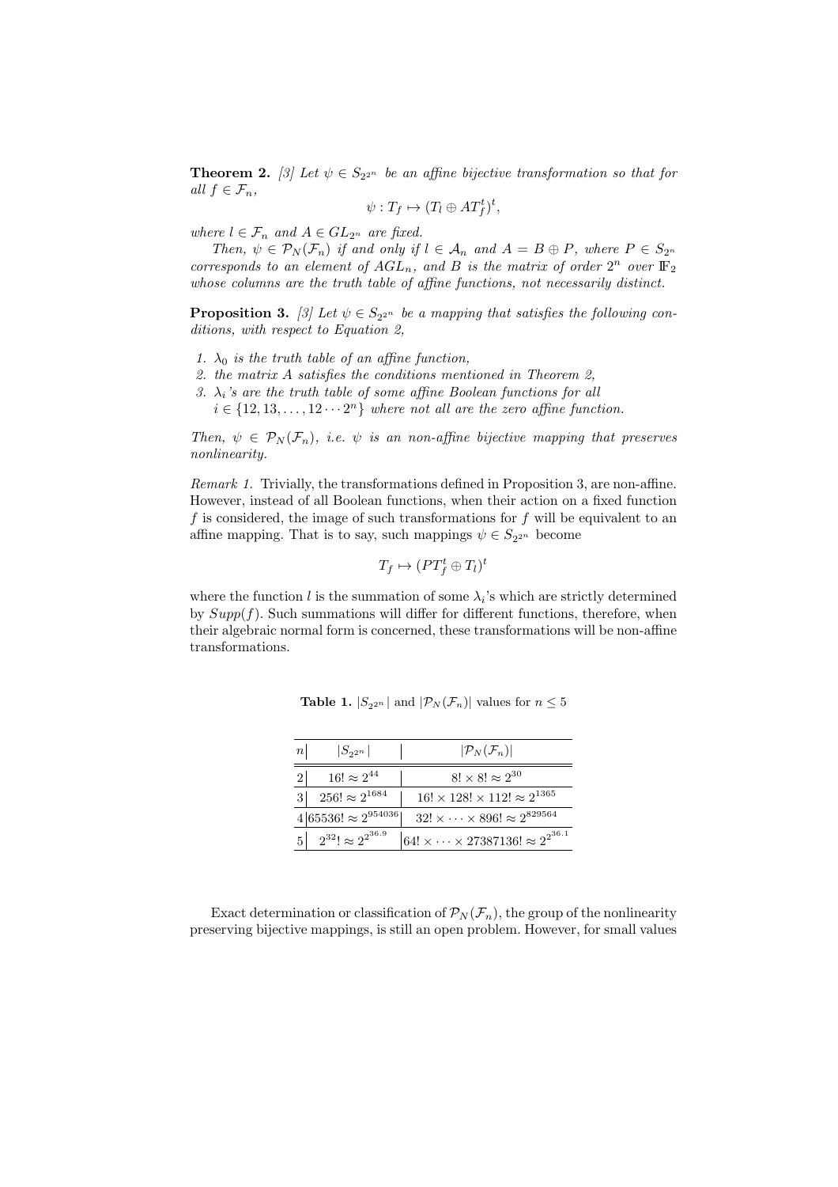**Theorem 2.** [3] *Let $\psi \in S_{2^{2^n}}$ be an affine bijective transformation so that for all $f \in \mathcal{F}_n$,*

$$\psi : T_f \mapsto (T_l \oplus AT_f^t)^t,$$

*where $l \in \mathcal{F}_n$ and $A \in GL_{2^n}$ are fixed.*

*Then, $\psi \in \mathcal{P}_N(\mathcal{F}_n)$ if and only if $l \in \mathcal{A}_n$ and $A = B \oplus P$, where $P \in S_{2^n}$ corresponds to an element of $AGL_n$, and $B$ is the matrix of order $2^n$ over $\mathbb{F}_2$ whose columns are the truth table of affine functions, not necessarily distinct.*

**Proposition 3.** [3] *Let $\psi \in S_{2^{2^n}}$ be a mapping that satisfies the following conditions, with respect to Equation 2,*

1. *$\lambda_0$ is the truth table of an affine function,*
2. *the matrix $A$ satisfies the conditions mentioned in Theorem 2,*
3. *$\lambda_i$'s are the truth table of some affine Boolean functions for all $i \in \{12, 13, \ldots, 12 \cdots 2^n\}$ where not all are the zero affine function.*

*Then, $\psi \in \mathcal{P}_N(\mathcal{F}_n)$, i.e. $\psi$ is an non-affine bijective mapping that preserves nonlinearity.*

*Remark 1.* Trivially, the transformations defined in Proposition 3, are non-affine. However, instead of all Boolean functions, when their action on a fixed function $f$ is considered, the image of such transformations for $f$ will be equivalent to an affine mapping. That is to say, such mappings $\psi \in S_{2^{2^n}}$ become

$$T_f \mapsto (PT_f^t \oplus T_l)^t$$

where the function $l$ is the summation of some $\lambda_i$'s which are strictly determined by $Supp(f)$. Such summations will differ for different functions, therefore, when their algebraic normal form is concerned, these transformations will be non-affine transformations.

**Table 1.** $|S_{2^{2^n}}|$ and $|\mathcal{P}_N(\mathcal{F}_n)|$ values for $n \leq 5$

| $n$ | $\|S_{2^{2^n}}\|$ | $\|\mathcal{P}_N(\mathcal{F}_n)\|$ |
|---|---|---|
| 2 | $16! \approx 2^{44}$ | $8! \times 8! \approx 2^{30}$ |
| 3 | $256! \approx 2^{1684}$ | $16! \times 128! \times 112! \approx 2^{1365}$ |
| 4 | $65536! \approx 2^{954036}$ | $32! \times \cdots \times 896! \approx 2^{829564}$ |
| 5 | $2^{32}! \approx 2^{2^{36.9}}$ | $64! \times \cdots \times 27387136! \approx 2^{2^{36.1}}$ |

Exact determination or classification of $\mathcal{P}_N(\mathcal{F}_n)$, the group of the nonlinearity preserving bijective mappings, is still an open problem. However, for small values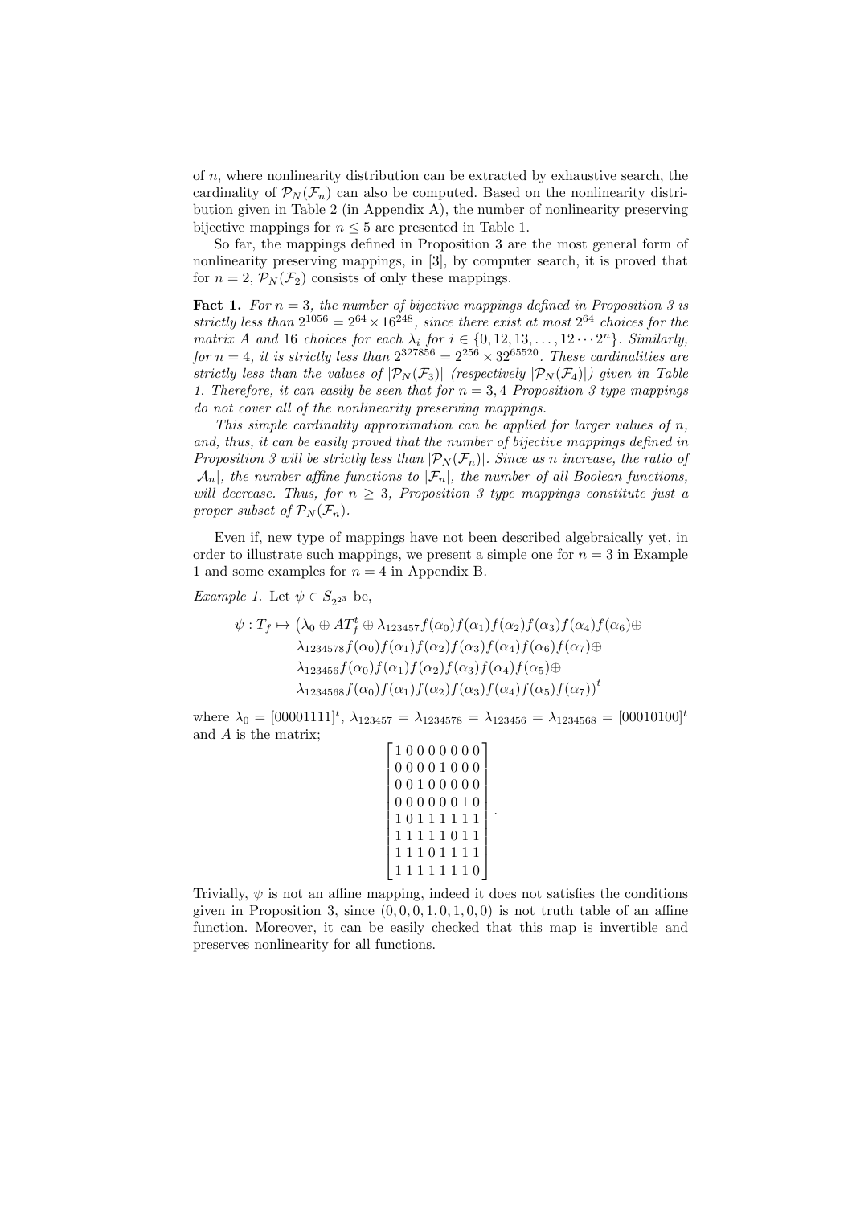of $n$, where nonlinearity distribution can be extracted by exhaustive search, the cardinality of $\mathcal{P}_N(\mathcal{F}_n)$ can also be computed. Based on the nonlinearity distribution given in Table 2 (in Appendix A), the number of nonlinearity preserving bijective mappings for $n \leq 5$ are presented in Table 1.

So far, the mappings defined in Proposition 3 are the most general form of nonlinearity preserving mappings, in [3], by computer search, it is proved that for $n = 2$, $\mathcal{P}_N(\mathcal{F}_2)$ consists of only these mappings.

**Fact 1.** *For $n = 3$, the number of bijective mappings defined in Proposition 3 is strictly less than $2^{1056} = 2^{64} \times 16^{248}$, since there exist at most $2^{64}$ choices for the matrix $A$ and 16 choices for each $\lambda_i$ for $i \in \{0, 12, 13, \ldots, 12 \cdots 2^n\}$. Similarly, for $n = 4$, it is strictly less than $2^{327856} = 2^{256} \times 32^{65520}$. These cardinalities are strictly less than the values of $|\mathcal{P}_N(\mathcal{F}_3)|$ (respectively $|\mathcal{P}_N(\mathcal{F}_4)|$) given in Table 1. Therefore, it can easily be seen that for $n = 3, 4$ Proposition 3 type mappings do not cover all of the nonlinearity preserving mappings.*

*This simple cardinality approximation can be applied for larger values of n, and, thus, it can be easily proved that the number of bijective mappings defined in Proposition 3 will be strictly less than $|\mathcal{P}_N(\mathcal{F}_n)|$. Since as n increase, the ratio of $|\mathcal{A}_n|$, the number affine functions to $|\mathcal{F}_n|$, the number of all Boolean functions, will decrease. Thus, for $n \geq 3$, Proposition 3 type mappings constitute just a proper subset of $\mathcal{P}_N(\mathcal{F}_n)$.*

Even if, new type of mappings have not been described algebraically yet, in order to illustrate such mappings, we present a simple one for $n = 3$ in Example 1 and some examples for $n = 4$ in Appendix B.

*Example 1.* Let $\psi \in S_{2^{2^3}}$ be,

$$
\begin{aligned}
\psi : T_f \mapsto \big(&\lambda_0 \oplus AT_f^t \oplus \lambda_{123457} f(\alpha_0) f(\alpha_1) f(\alpha_2) f(\alpha_3) f(\alpha_4) f(\alpha_6) \oplus \\
&\lambda_{1234578} f(\alpha_0) f(\alpha_1) f(\alpha_2) f(\alpha_3) f(\alpha_4) f(\alpha_6) f(\alpha_7) \oplus \\
&\lambda_{123456} f(\alpha_0) f(\alpha_1) f(\alpha_2) f(\alpha_3) f(\alpha_4) f(\alpha_5) \oplus \\
&\lambda_{1234568} f(\alpha_0) f(\alpha_1) f(\alpha_2) f(\alpha_3) f(\alpha_4) f(\alpha_5) f(\alpha_7)\big)^t
\end{aligned}
$$

where $\lambda_0 = [00001111]^t$, $\lambda_{123457} = \lambda_{1234578} = \lambda_{123456} = \lambda_{1234568} = [00010100]^t$ and $A$ is the matrix;

$$
\begin{bmatrix}
1\,0\,0\,0\,0\,0\,0\,0 \\
0\,0\,0\,0\,1\,0\,0\,0 \\
0\,0\,1\,0\,0\,0\,0\,0 \\
0\,0\,0\,0\,0\,0\,1\,0 \\
1\,0\,1\,1\,1\,1\,1\,1 \\
1\,1\,1\,1\,1\,0\,1\,1 \\
1\,1\,1\,0\,1\,1\,1\,1 \\
1\,1\,1\,1\,1\,1\,1\,0
\end{bmatrix}.
$$

Trivially, $\psi$ is not an affine mapping, indeed it does not satisfies the conditions given in Proposition 3, since $(0, 0, 0, 1, 0, 1, 0, 0)$ is not truth table of an affine function. Moreover, it can be easily checked that this map is invertible and preserves nonlinearity for all functions.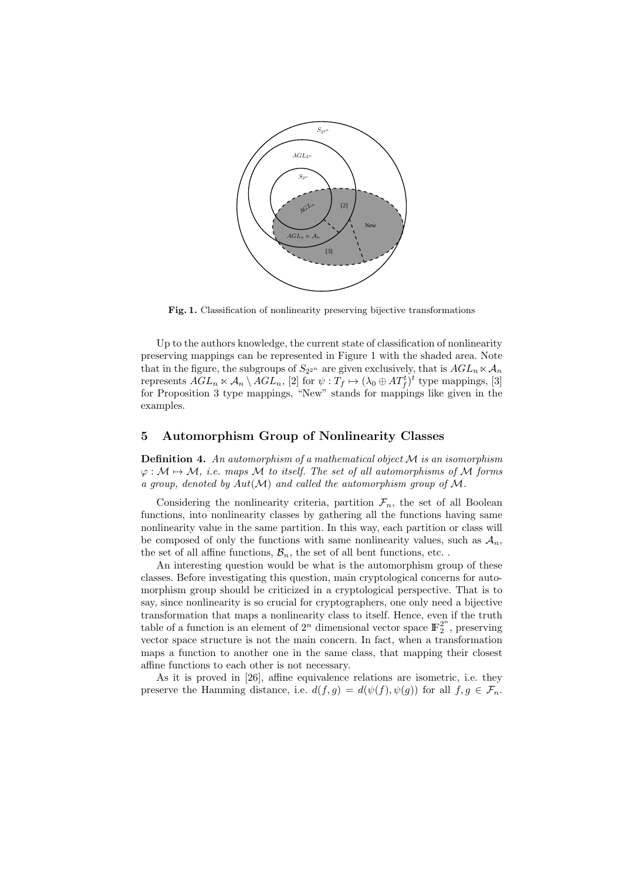**Fig. 1.** Classification of nonlinearity preserving bijective transformations

Up to the authors knowledge, the current state of classification of nonlinearity preserving mappings can be represented in Figure 1 with the shaded area. Note that in the figure, the subgroups of $S_{2^{2^n}}$ are given exclusively, that is $AGL_n \ltimes \mathcal{A}_n$ represents $AGL_n \ltimes \mathcal{A}_n \setminus AGL_n$, [2] for $\psi : T_f \mapsto (\lambda_0 \oplus AT_f^t)^t$ type mappings, [3] for Proposition 3 type mappings, "New" stands for mappings like given in the examples.

## 5 Automorphism Group of Nonlinearity Classes

**Definition 4.** *An automorphism of a mathematical object $\mathcal{M}$ is an isomorphism $\varphi : \mathcal{M} \mapsto \mathcal{M}$, i.e. maps $\mathcal{M}$ to itself. The set of all automorphisms of $\mathcal{M}$ forms a group, denoted by $Aut(\mathcal{M})$ and called the automorphism group of $\mathcal{M}$.*

Considering the nonlinearity criteria, partition $\mathcal{F}_n$, the set of all Boolean functions, into nonlinearity classes by gathering all the functions having same nonlinearity value in the same partition. In this way, each partition or class will be composed of only the functions with same nonlinearity values, such as $\mathcal{A}_n$, the set of all affine functions, $\mathcal{B}_n$, the set of all bent functions, etc. .

An interesting question would be what is the automorphism group of these classes. Before investigating this question, main cryptological concerns for automorphism group should be criticized in a cryptological perspective. That is to say, since nonlinearity is so crucial for cryptographers, one only need a bijective transformation that maps a nonlinearity class to itself. Hence, even if the truth table of a function is an element of $2^n$ dimensional vector space $\mathbb{F}_2^{2^n}$, preserving vector space structure is not the main concern. In fact, when a transformation maps a function to another one in the same class, that mapping their closest affine functions to each other is not necessary.

As it is proved in [26], affine equivalence relations are isometric, i.e. they preserve the Hamming distance, i.e. $d(f, g) = d(\psi(f), \psi(g))$ for all $f, g \in \mathcal{F}_n$.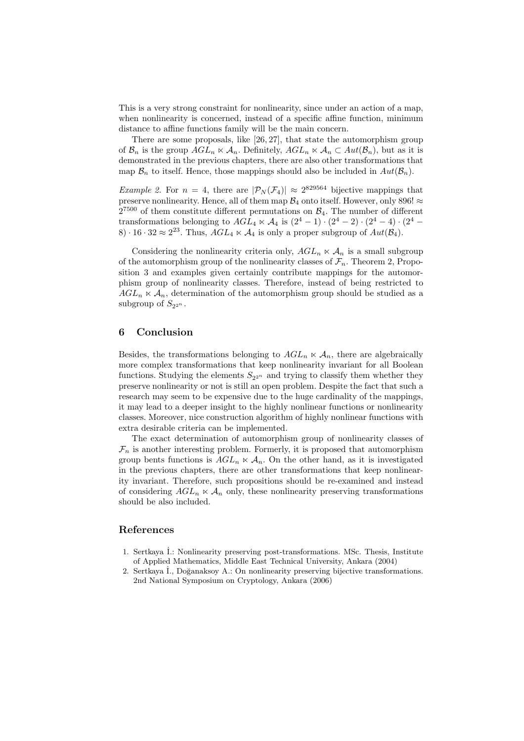This is a very strong constraint for nonlinearity, since under an action of a map, when nonlinearity is concerned, instead of a specific affine function, minimum distance to affine functions family will be the main concern.

There are some proposals, like [26, 27], that state the automorphism group of $\mathcal{B}_n$ is the group $AGL_n \ltimes \mathcal{A}_n$. Definitely, $AGL_n \ltimes \mathcal{A}_n \subset Aut(\mathcal{B}_n)$, but as it is demonstrated in the previous chapters, there are also other transformations that map $\mathcal{B}_n$ to itself. Hence, those mappings should also be included in $Aut(\mathcal{B}_n)$.

*Example 2.* For $n = 4$, there are $|\mathcal{P}_N(\mathcal{F}_4)| \approx 2^{829564}$ bijective mappings that preserve nonlinearity. Hence, all of them map $\mathcal{B}_4$ onto itself. However, only $896! \approx 2^{7500}$ of them constitute different permutations on $\mathcal{B}_4$. The number of different transformations belonging to $AGL_4 \ltimes \mathcal{A}_4$ is $(2^4-1)\cdot(2^4-2)\cdot(2^4-4)\cdot(2^4-8)\cdot 16\cdot 32 \approx 2^{23}$. Thus, $AGL_4 \ltimes \mathcal{A}_4$ is only a proper subgroup of $Aut(\mathcal{B}_4)$.

Considering the nonlinearity criteria only, $AGL_n \ltimes \mathcal{A}_n$ is a small subgroup of the automorphism group of the nonlinearity classes of $\mathcal{F}_n$. Theorem 2, Proposition 3 and examples given certainly contribute mappings for the automorphism group of nonlinearity classes. Therefore, instead of being restricted to $AGL_n \ltimes \mathcal{A}_n$, determination of the automorphism group should be studied as a subgroup of $S_{2^{2^n}}$.

## 6 Conclusion

Besides, the transformations belonging to $AGL_n \ltimes \mathcal{A}_n$, there are algebraically more complex transformations that keep nonlinearity invariant for all Boolean functions. Studying the elements $S_{2^{2^n}}$ and trying to classify them whether they preserve nonlinearity or not is still an open problem. Despite the fact that such a research may seem to be expensive due to the huge cardinality of the mappings, it may lead to a deeper insight to the highly nonlinear functions or nonlinearity classes. Moreover, nice construction algorithm of highly nonlinear functions with extra desirable criteria can be implemented.

The exact determination of automorphism group of nonlinearity classes of $\mathcal{F}_n$ is another interesting problem. Formerly, it is proposed that automorphism group bents functions is $AGL_n \ltimes \mathcal{A}_n$. On the other hand, as it is investigated in the previous chapters, there are other transformations that keep nonlinearity invariant. Therefore, such propositions should be re-examined and instead of considering $AGL_n \ltimes \mathcal{A}_n$ only, these nonlinearity preserving transformations should be also included.

## References

1. Sertkaya İ.: Nonlinearity preserving post-transformations. MSc. Thesis, Institute of Applied Mathematics, Middle East Technical University, Ankara (2004)
2. Sertkaya İ., Doğanaksoy A.: On nonlinearity preserving bijective transformations. 2nd National Symposium on Cryptology, Ankara (2006)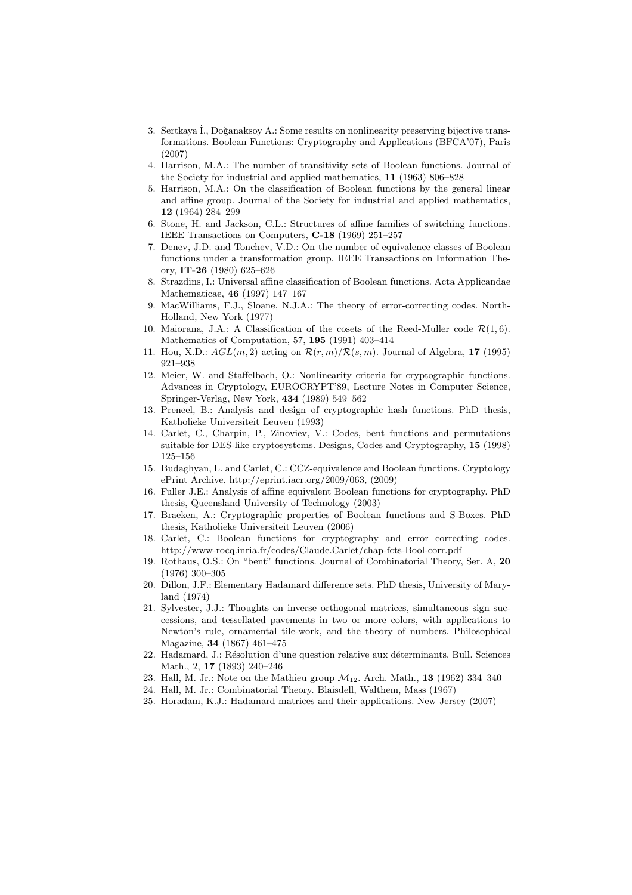3. Sertkaya İ., Doğanaksoy A.: Some results on nonlinearity preserving bijective transformations. Boolean Functions: Cryptography and Applications (BFCA'07), Paris (2007)
4. Harrison, M.A.: The number of transitivity sets of Boolean functions. Journal of the Society for industrial and applied mathematics, **11** (1963) 806–828
5. Harrison, M.A.: On the classification of Boolean functions by the general linear and affine group. Journal of the Society for industrial and applied mathematics, **12** (1964) 284–299
6. Stone, H. and Jackson, C.L.: Structures of affine families of switching functions. IEEE Transactions on Computers, **C-18** (1969) 251–257
7. Denev, J.D. and Tonchev, V.D.: On the number of equivalence classes of Boolean functions under a transformation group. IEEE Transactions on Information Theory, **IT-26** (1980) 625–626
8. Strazdins, I.: Universal affine classification of Boolean functions. Acta Applicandae Mathematicae, **46** (1997) 147–167
9. MacWilliams, F.J., Sloane, N.J.A.: The theory of error-correcting codes. North-Holland, New York (1977)
10. Maiorana, J.A.: A Classification of the cosets of the Reed-Muller code $\mathcal{R}(1,6)$. Mathematics of Computation, 57, **195** (1991) 403–414
11. Hou, X.D.: $AGL(m,2)$ acting on $\mathcal{R}(r,m)/\mathcal{R}(s,m)$. Journal of Algebra, **17** (1995) 921–938
12. Meier, W. and Staffelbach, O.: Nonlinearity criteria for cryptographic functions. Advances in Cryptology, EUROCRYPT'89, Lecture Notes in Computer Science, Springer-Verlag, New York, **434** (1989) 549–562
13. Preneel, B.: Analysis and design of cryptographic hash functions. PhD thesis, Katholieke Universiteit Leuven (1993)
14. Carlet, C., Charpin, P., Zinoviev, V.: Codes, bent functions and permutations suitable for DES-like cryptosystems. Designs, Codes and Cryptography, **15** (1998) 125–156
15. Budaghyan, L. and Carlet, C.: CCZ-equivalence and Boolean functions. Cryptology ePrint Archive, http://eprint.iacr.org/2009/063, (2009)
16. Fuller J.E.: Analysis of affine equivalent Boolean functions for cryptography. PhD thesis, Queensland University of Technology (2003)
17. Braeken, A.: Cryptographic properties of Boolean functions and S-Boxes. PhD thesis, Katholieke Universiteit Leuven (2006)
18. Carlet, C.: Boolean functions for cryptography and error correcting codes. http://www-rocq.inria.fr/codes/Claude.Carlet/chap-fcts-Bool-corr.pdf
19. Rothaus, O.S.: On "bent" functions. Journal of Combinatorial Theory, Ser. A, **20** (1976) 300–305
20. Dillon, J.F.: Elementary Hadamard difference sets. PhD thesis, University of Maryland (1974)
21. Sylvester, J.J.: Thoughts on inverse orthogonal matrices, simultaneous sign successions, and tessellated pavements in two or more colors, with applications to Newton's rule, ornamental tile-work, and the theory of numbers. Philosophical Magazine, **34** (1867) 461–475
22. Hadamard, J.: Résolution d'une question relative aux déterminants. Bull. Sciences Math., 2, **17** (1893) 240–246
23. Hall, M. Jr.: Note on the Mathieu group $\mathcal{M}_{12}$. Arch. Math., **13** (1962) 334–340
24. Hall, M. Jr.: Combinatorial Theory. Blaisdell, Walthem, Mass (1967)
25. Horadam, K.J.: Hadamard matrices and their applications. New Jersey (2007)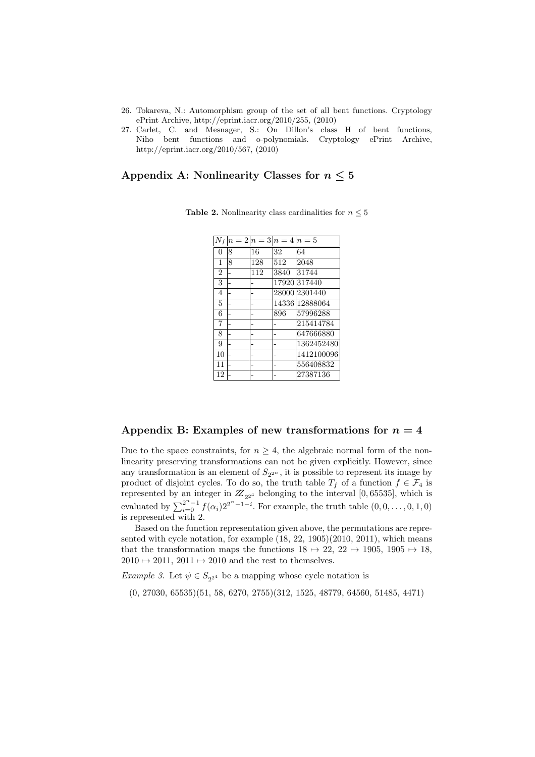26. Tokareva, N.: Automorphism group of the set of all bent functions. Cryptology ePrint Archive, http://eprint.iacr.org/2010/255, (2010)
27. Carlet, C. and Mesnager, S.: On Dillon's class H of bent functions, Niho bent functions and o-polynomials. Cryptology ePrint Archive, http://eprint.iacr.org/2010/567, (2010)

## Appendix A: Nonlinearity Classes for $n \leq 5$

**Table 2.** Nonlinearity class cardinalities for $n \leq 5$

| $N_f$ | $n=2$ | $n=3$ | $n=4$ | $n=5$ |
|---|---|---|---|---|
| 0 | 8 | 16 | 32 | 64 |
| 1 | 8 | 128 | 512 | 2048 |
| 2 | - | 112 | 3840 | 31744 |
| 3 | - | - | 17920 | 317440 |
| 4 | - | - | 28000 | 2301440 |
| 5 | - | - | 14336 | 12888064 |
| 6 | - | - | 896 | 57996288 |
| 7 | - | - | - | 215414784 |
| 8 | - | - | - | 647666880 |
| 9 | - | - | - | 1362452480 |
| 10 | - | - | - | 1412100096 |
| 11 | - | - | - | 556408832 |
| 12 | - | - | - | 27387136 |

## Appendix B: Examples of new transformations for $n = 4$

Due to the space constraints, for $n \geq 4$, the algebraic normal form of the nonlinearity preserving transformations can not be given explicitly. However, since any transformation is an element of $S_{2^{2^n}}$, it is possible to represent its image by product of disjoint cycles. To do so, the truth table $T_f$ of a function $f \in \mathcal{F}_4$ is represented by an integer in $\mathbb{Z}_{2^{2^4}}$ belonging to the interval $[0, 65535]$, which is evaluated by $\sum_{i=0}^{2^n-1} f(\alpha_i) 2^{2^n-1-i}$. For example, the truth table $(0, 0, \ldots, 0, 1, 0)$ is represented with 2.

Based on the function representation given above, the permutations are represented with cycle notation, for example $(18, 22, 1905)(2010, 2011)$, which means that the transformation maps the functions $18 \mapsto 22$, $22 \mapsto 1905$, $1905 \mapsto 18$, $2010 \mapsto 2011$, $2011 \mapsto 2010$ and the rest to themselves.

*Example 3.* Let $\psi \in S_{2^{2^4}}$ be a mapping whose cycle notation is

$$(0,\ 27030,\ 65535)(51,\ 58,\ 6270,\ 2755)(312,\ 1525,\ 48779,\ 64560,\ 51485,\ 4471)$$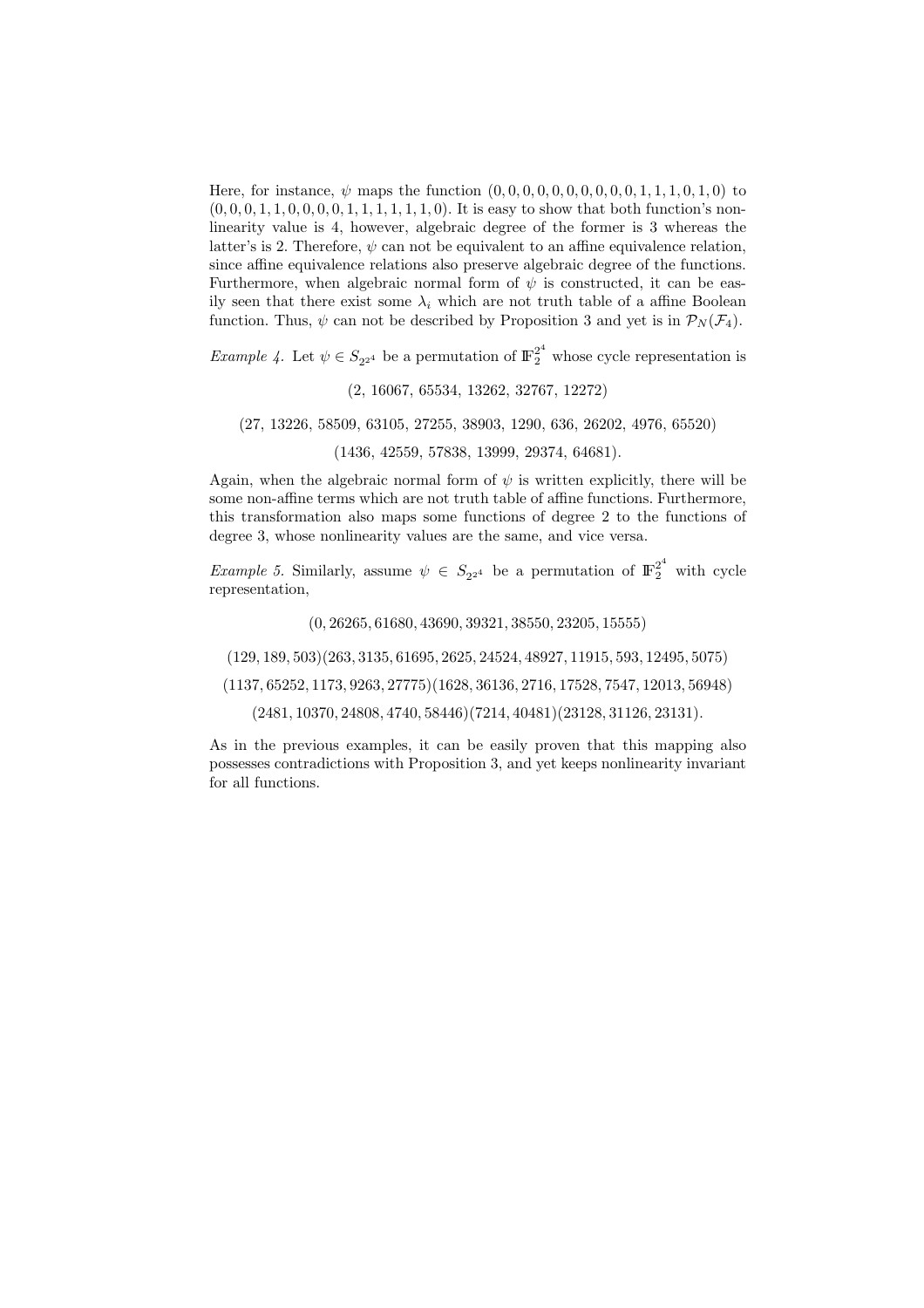Here, for instance, $\psi$ maps the function $(0,0,0,0,0,0,0,0,0,0,1,1,1,0,1,0)$ to $(0,0,0,1,1,0,0,0,0,1,1,1,1,1,1,0)$. It is easy to show that both function's nonlinearity value is 4, however, algebraic degree of the former is 3 whereas the latter's is 2. Therefore, $\psi$ can not be equivalent to an affine equivalence relation, since affine equivalence relations also preserve algebraic degree of the functions. Furthermore, when algebraic normal form of $\psi$ is constructed, it can be easily seen that there exist some $\lambda_i$ which are not truth table of a affine Boolean function. Thus, $\psi$ can not be described by Proposition 3 and yet is in $\mathcal{P}_N(\mathcal{F}_4)$.

*Example 4.* Let $\psi \in S_{2^{2^4}}$ be a permutation of $\mathbb{F}_2^{2^4}$ whose cycle representation is

$$(2,\ 16067,\ 65534,\ 13262,\ 32767,\ 12272)$$

$$(27,\ 13226,\ 58509,\ 63105,\ 27255,\ 38903,\ 1290,\ 636,\ 26202,\ 4976,\ 65520)$$

$$(1436,\ 42559,\ 57838,\ 13999,\ 29374,\ 64681).$$

Again, when the algebraic normal form of $\psi$ is written explicitly, there will be some non-affine terms which are not truth table of affine functions. Furthermore, this transformation also maps some functions of degree 2 to the functions of degree 3, whose nonlinearity values are the same, and vice versa.

*Example 5.* Similarly, assume $\psi \in S_{2^{2^4}}$ be a permutation of $\mathbb{F}_2^{2^4}$ with cycle representation,

$$(0, 26265, 61680, 43690, 39321, 38550, 23205, 15555)$$

$$(129, 189, 503)(263, 3135, 61695, 2625, 24524, 48927, 11915, 593, 12495, 5075)$$

$$(1137, 65252, 1173, 9263, 27775)(1628, 36136, 2716, 17528, 7547, 12013, 56948)$$

$$(2481, 10370, 24808, 4740, 58446)(7214, 40481)(23128, 31126, 23131).$$

As in the previous examples, it can be easily proven that this mapping also possesses contradictions with Proposition 3, and yet keeps nonlinearity invariant for all functions.